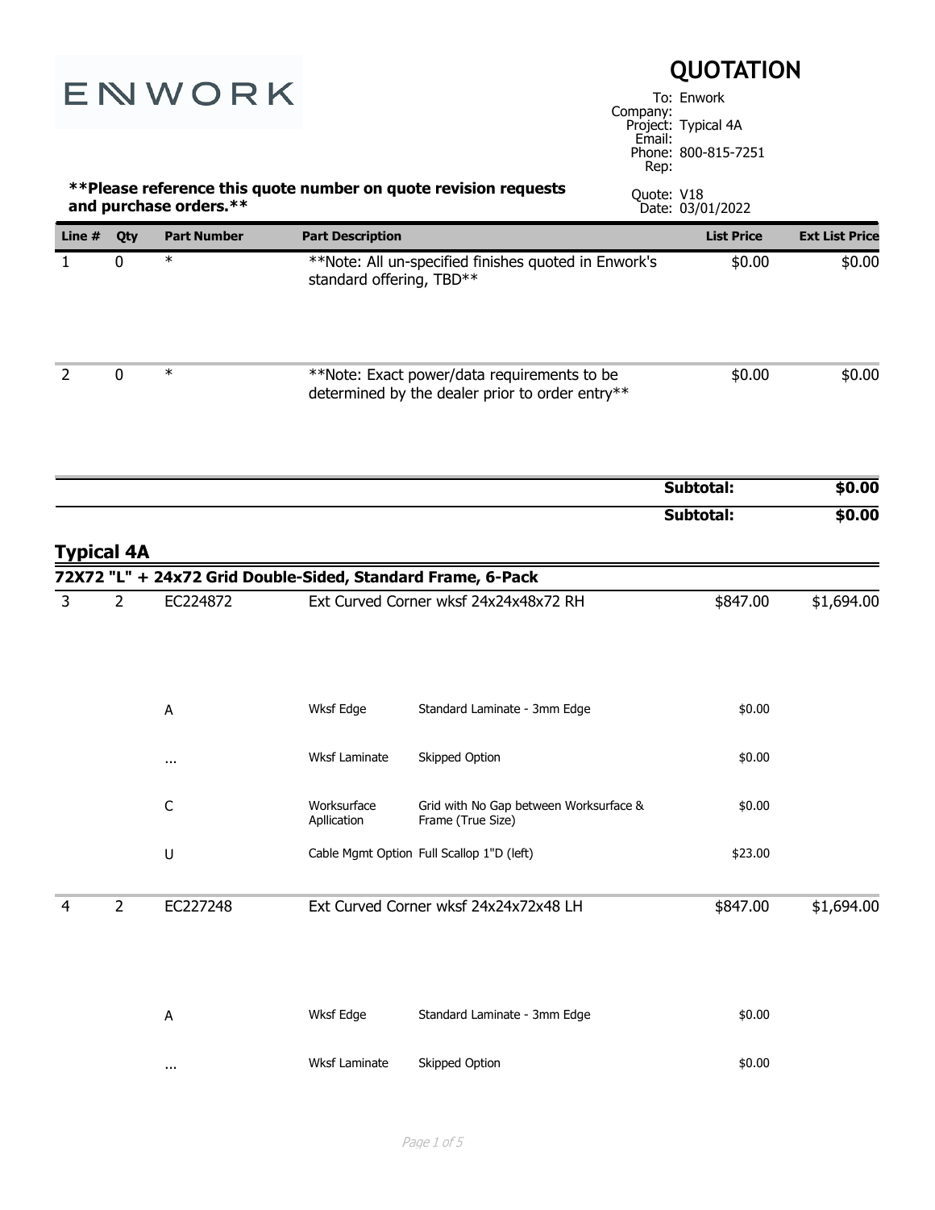ENWORK

# QUOTATION

To: Enwork
Company:
Project: Typical 4A
Email:
Phone: 800-815-7251
Rep:

**Please reference this quote number on quote revision requests and purchase orders.**

Quote: V18
Date: 03/01/2022

| Line # | Qty | Part Number | Part Description | | List Price | Ext List Price |
|---|---|---|---|---|---|---|
| 1 | 0 | * | **Note: All un-specified finishes quoted in Enwork's standard offering, TBD** | | $0.00 | $0.00 |
| 2 | 0 | * | **Note: Exact power/data requirements to be determined by the dealer prior to order entry** | | $0.00 | $0.00 |
| | | | | | **Subtotal:** | **$0.00** |
| | | | | | **Subtotal:** | **$0.00** |

## Typical 4A

**72X72 "L" + 24x72 Grid Double-Sided, Standard Frame, 6-Pack**

| Line # | Qty | Part Number | Part Description | | List Price | Ext List Price |
|---|---|---|---|---|---|---|
| 3 | 2 | EC224872 | Ext Curved Corner wksf 24x24x48x72 RH | | $847.00 | $1,694.00 |
| | | A | Wksf Edge | Standard Laminate - 3mm Edge | $0.00 | |
| | | ... | Wksf Laminate | Skipped Option | $0.00 | |
| | | C | Worksurface Apllication | Grid with No Gap between Worksurface & Frame (True Size) | $0.00 | |
| | | U | Cable Mgmt Option | Full Scallop 1"D (left) | $23.00 | |
| 4 | 2 | EC227248 | Ext Curved Corner wksf 24x24x72x48 LH | | $847.00 | $1,694.00 |
| | | A | Wksf Edge | Standard Laminate - 3mm Edge | $0.00 | |
| | | ... | Wksf Laminate | Skipped Option | $0.00 | |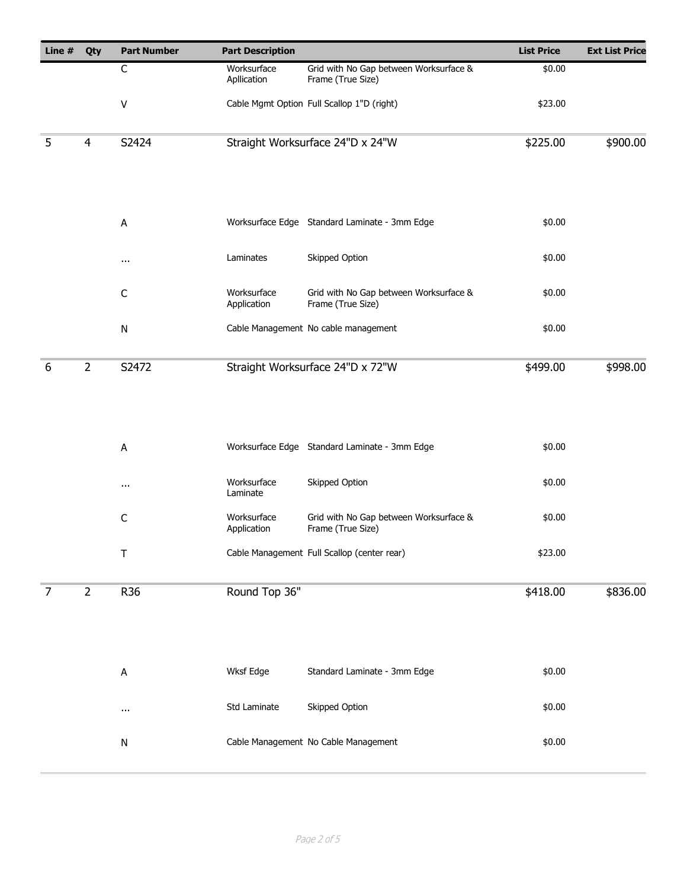| Line # | Qty | Part Number | Part Description | | List Price | Ext List Price |
|---|---|---|---|---|---|---|
| | | C | Worksurface Apllication | Grid with No Gap between Worksurface & Frame (True Size) | $0.00 | |
| | | V | Cable Mgmt Option | Full Scallop 1"D (right) | $23.00 | |
| 5 | 4 | S2424 | Straight Worksurface 24"D x 24"W | | $225.00 | $900.00 |
| | | A | Worksurface Edge | Standard Laminate - 3mm Edge | $0.00 | |
| | | ... | Laminates | Skipped Option | $0.00 | |
| | | C | Worksurface Application | Grid with No Gap between Worksurface & Frame (True Size) | $0.00 | |
| | | N | Cable Management | No cable management | $0.00 | |
| 6 | 2 | S2472 | Straight Worksurface 24"D x 72"W | | $499.00 | $998.00 |
| | | A | Worksurface Edge | Standard Laminate - 3mm Edge | $0.00 | |
| | | ... | Worksurface Laminate | Skipped Option | $0.00 | |
| | | C | Worksurface Application | Grid with No Gap between Worksurface & Frame (True Size) | $0.00 | |
| | | T | Cable Management | Full Scallop (center rear) | $23.00 | |
| 7 | 2 | R36 | Round Top 36" | | $418.00 | $836.00 |
| | | A | Wksf Edge | Standard Laminate - 3mm Edge | $0.00 | |
| | | ... | Std Laminate | Skipped Option | $0.00 | |
| | | N | Cable Management | No Cable Management | $0.00 | |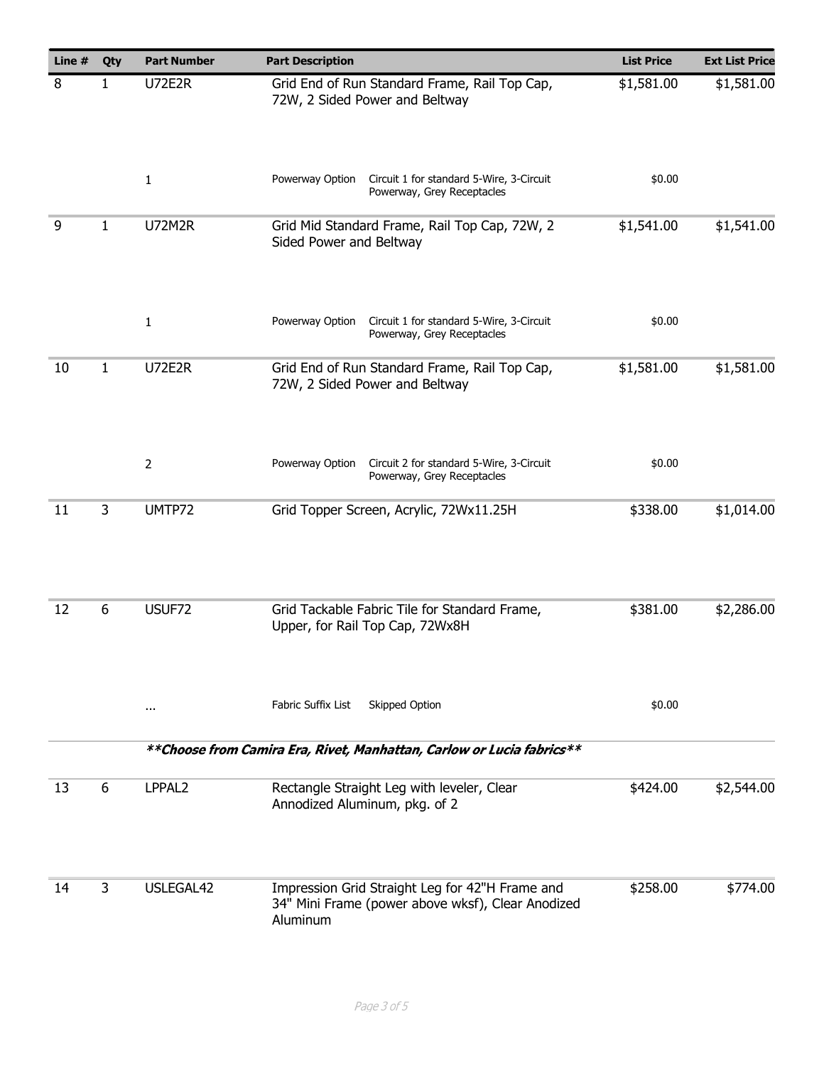| Line # | Qty | Part Number | Part Description | | List Price | Ext List Price |
|---|---|---|---|---|---|---|
| 8 | 1 | U72E2R | Grid End of Run Standard Frame, Rail Top Cap, 72W, 2 Sided Power and Beltway | | $1,581.00 | $1,581.00 |
| | | 1 | Powerway Option | Circuit 1 for standard 5-Wire, 3-Circuit Powerway, Grey Receptacles | $0.00 | |
| 9 | 1 | U72M2R | Grid Mid Standard Frame, Rail Top Cap, 72W, 2 Sided Power and Beltway | | $1,541.00 | $1,541.00 |
| | | 1 | Powerway Option | Circuit 1 for standard 5-Wire, 3-Circuit Powerway, Grey Receptacles | $0.00 | |
| 10 | 1 | U72E2R | Grid End of Run Standard Frame, Rail Top Cap, 72W, 2 Sided Power and Beltway | | $1,581.00 | $1,581.00 |
| | | 2 | Powerway Option | Circuit 2 for standard 5-Wire, 3-Circuit Powerway, Grey Receptacles | $0.00 | |
| 11 | 3 | UMTP72 | Grid Topper Screen, Acrylic, 72Wx11.25H | | $338.00 | $1,014.00 |
| 12 | 6 | USUF72 | Grid Tackable Fabric Tile for Standard Frame, Upper, for Rail Top Cap, 72Wx8H | | $381.00 | $2,286.00 |
| | | ... | Fabric Suffix List | Skipped Option | $0.00 | |
| | | ***\*\*Choose from Camira Era, Rivet, Manhattan, Carlow or Lucia fabrics\*\**** | | | | |
| 13 | 6 | LPPAL2 | Rectangle Straight Leg with leveler, Clear Annodized Aluminum, pkg. of 2 | | $424.00 | $2,544.00 |
| 14 | 3 | USLEGAL42 | Impression Grid Straight Leg for 42"H Frame and 34" Mini Frame (power above wksf), Clear Anodized Aluminum | | $258.00 | $774.00 |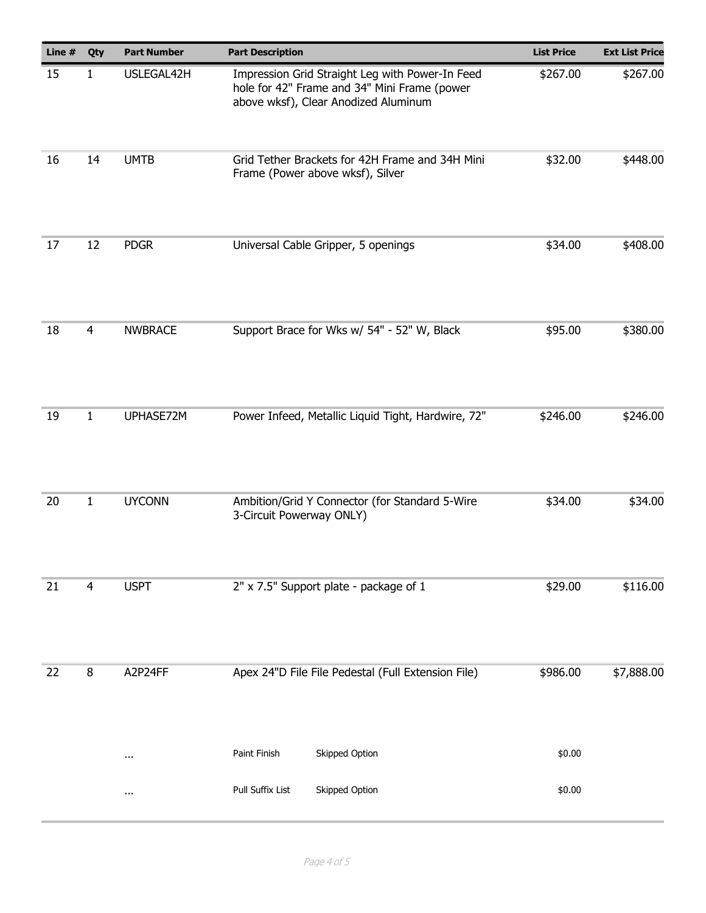| Line # | Qty | Part Number | Part Description | | List Price | Ext List Price |
|---|---|---|---|---|---|---|
| 15 | 1 | USLEGAL42H | Impression Grid Straight Leg with Power-In Feed hole for 42" Frame and 34" Mini Frame (power above wksf), Clear Anodized Aluminum | | $267.00 | $267.00 |
| 16 | 14 | UMTB | Grid Tether Brackets for 42H Frame and 34H Mini Frame (Power above wksf), Silver | | $32.00 | $448.00 |
| 17 | 12 | PDGR | Universal Cable Gripper, 5 openings | | $34.00 | $408.00 |
| 18 | 4 | NWBRACE | Support Brace for Wks w/ 54" - 52" W, Black | | $95.00 | $380.00 |
| 19 | 1 | UPHASE72M | Power Infeed, Metallic Liquid Tight, Hardwire, 72" | | $246.00 | $246.00 |
| 20 | 1 | UYCONN | Ambition/Grid Y Connector (for Standard 5-Wire 3-Circuit Powerway ONLY) | | $34.00 | $34.00 |
| 21 | 4 | USPT | 2" x 7.5" Support plate - package of 1 | | $29.00 | $116.00 |
| 22 | 8 | A2P24FF | Apex 24"D File File Pedestal (Full Extension File) | | $986.00 | $7,888.00 |
| | | ... | Paint Finish | Skipped Option | $0.00 | |
| | | ... | Pull Suffix List | Skipped Option | $0.00 | |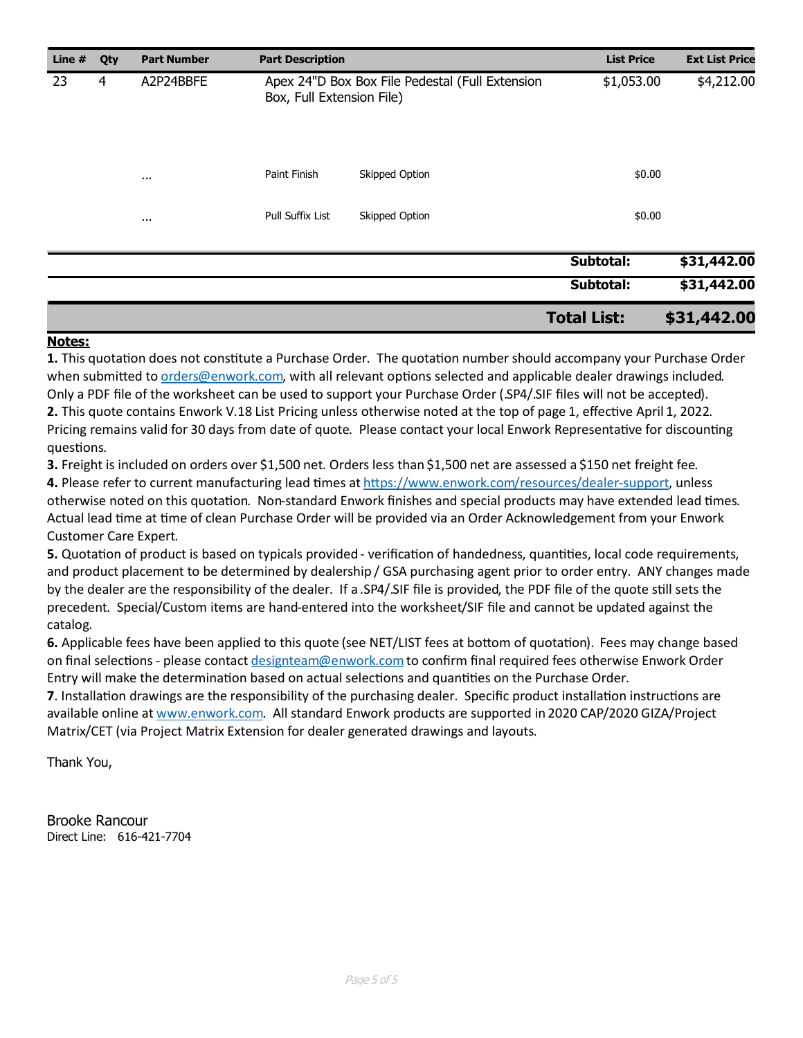| Line # | Qty | Part Number | Part Description | | List Price | Ext List Price |
|---|---|---|---|---|---|---|
| 23 | 4 | A2P24BBFE | Apex 24"D Box Box File Pedestal (Full Extension Box, Full Extension File) | | $1,053.00 | $4,212.00 |
| | | ... | Paint Finish | Skipped Option | $0.00 | |
| | | ... | Pull Suffix List | Skipped Option | $0.00 | |
| | | | | | **Subtotal:** | **$31,442.00** |
| | | | | | **Subtotal:** | **$31,442.00** |
| | | | | | **Total List:** | **$31,442.00** |

**Notes:**

**1.** This quotation does not constitute a Purchase Order. The quotation number should accompany your Purchase Order when submitted to orders@enwork.com, with all relevant options selected and applicable dealer drawings included. Only a PDF file of the worksheet can be used to support your Purchase Order (.SP4/.SIF files will not be accepted).

**2.** This quote contains Enwork V.18 List Pricing unless otherwise noted at the top of page 1, effective April 1, 2022. Pricing remains valid for 30 days from date of quote. Please contact your local Enwork Representative for discounting questions.

**3.** Freight is included on orders over $1,500 net. Orders less than $1,500 net are assessed a $150 net freight fee.

**4.** Please refer to current manufacturing lead times at https://www.enwork.com/resources/dealer-support, unless otherwise noted on this quotation. Non-standard Enwork finishes and special products may have extended lead times. Actual lead time at time of clean Purchase Order will be provided via an Order Acknowledgement from your Enwork Customer Care Expert.

**5.** Quotation of product is based on typicals provided - verification of handedness, quantities, local code requirements, and product placement to be determined by dealership / GSA purchasing agent prior to order entry. ANY changes made by the dealer are the responsibility of the dealer. If a .SP4/.SIF file is provided, the PDF file of the quote still sets the precedent. Special/Custom items are hand-entered into the worksheet/SIF file and cannot be updated against the catalog.

**6.** Applicable fees have been applied to this quote (see NET/LIST fees at bottom of quotation). Fees may change based on final selections - please contact designteam@enwork.com to confirm final required fees otherwise Enwork Order Entry will make the determination based on actual selections and quantities on the Purchase Order.

**7**. Installation drawings are the responsibility of the purchasing dealer. Specific product installation instructions are available online at www.enwork.com. All standard Enwork products are supported in 2020 CAP/2020 GIZA/Project Matrix/CET (via Project Matrix Extension for dealer generated drawings and layouts.

Thank You,

Brooke Rancour
Direct Line: 616-421-7704